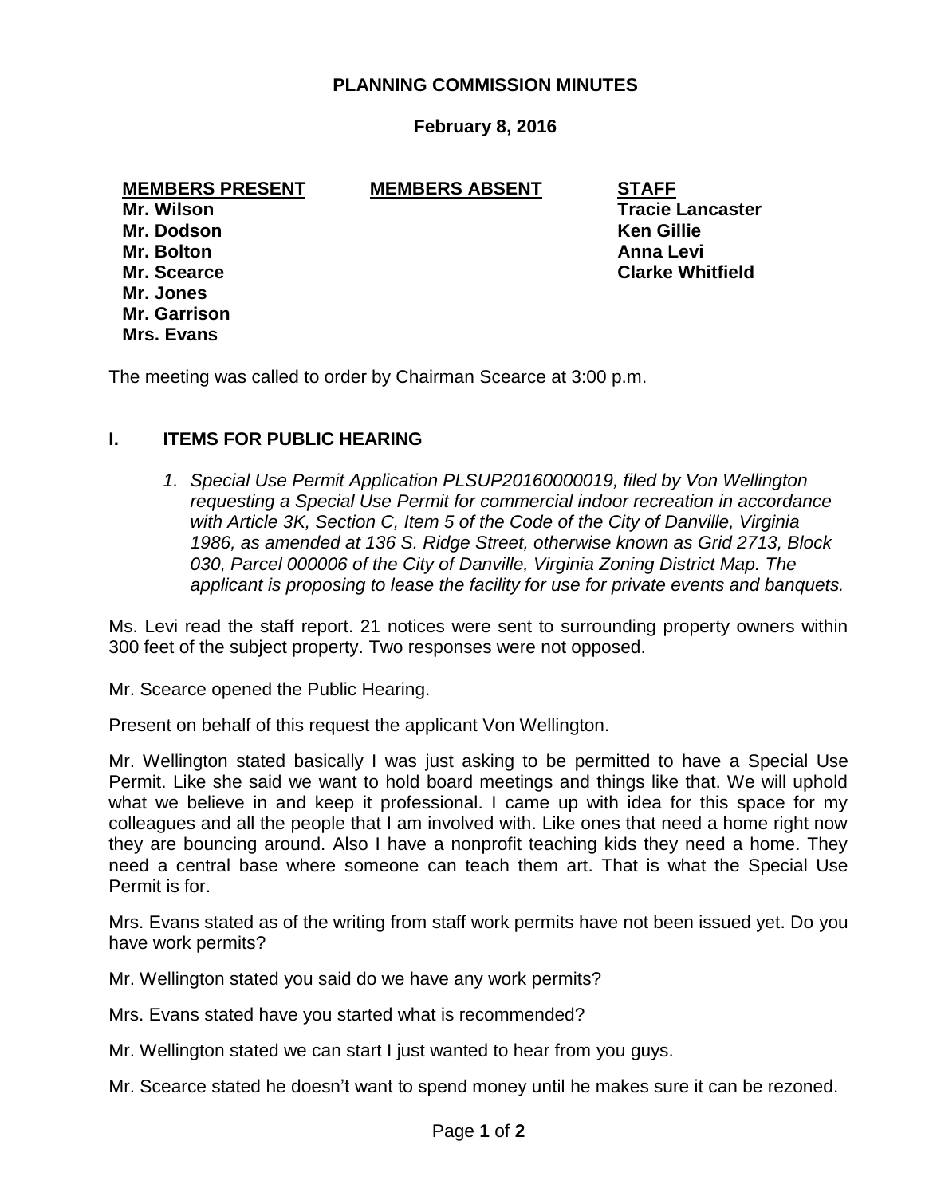# PLANNING COMMISSION MINUTES

**February 8, 2016**

| MEMBERS PRESENT | MEMBERS ABSENT | STAFF |
|---|---|---|
| Mr. Wilson | | Tracie Lancaster |
| Mr. Dodson | | Ken Gillie |
| Mr. Bolton | | Anna Levi |
| Mr. Scearce | | Clarke Whitfield |
| Mr. Jones | | |
| Mr. Garrison | | |
| Mrs. Evans | | |

The meeting was called to order by Chairman Scearce at 3:00 p.m.

## I. ITEMS FOR PUBLIC HEARING

1. *Special Use Permit Application PLSUP20160000019, filed by Von Wellington requesting a Special Use Permit for commercial indoor recreation in accordance with Article 3K, Section C, Item 5 of the Code of the City of Danville, Virginia 1986, as amended at 136 S. Ridge Street, otherwise known as Grid 2713, Block 030, Parcel 000006 of the City of Danville, Virginia Zoning District Map. The applicant is proposing to lease the facility for use for private events and banquets.*

Ms. Levi read the staff report. 21 notices were sent to surrounding property owners within 300 feet of the subject property. Two responses were not opposed.

Mr. Scearce opened the Public Hearing.

Present on behalf of this request the applicant Von Wellington.

Mr. Wellington stated basically I was just asking to be permitted to have a Special Use Permit. Like she said we want to hold board meetings and things like that. We will uphold what we believe in and keep it professional. I came up with idea for this space for my colleagues and all the people that I am involved with. Like ones that need a home right now they are bouncing around. Also I have a nonprofit teaching kids they need a home. They need a central base where someone can teach them art. That is what the Special Use Permit is for.

Mrs. Evans stated as of the writing from staff work permits have not been issued yet. Do you have work permits?

Mr. Wellington stated you said do we have any work permits?

Mrs. Evans stated have you started what is recommended?

Mr. Wellington stated we can start I just wanted to hear from you guys.

Mr. Scearce stated he doesn't want to spend money until he makes sure it can be rezoned.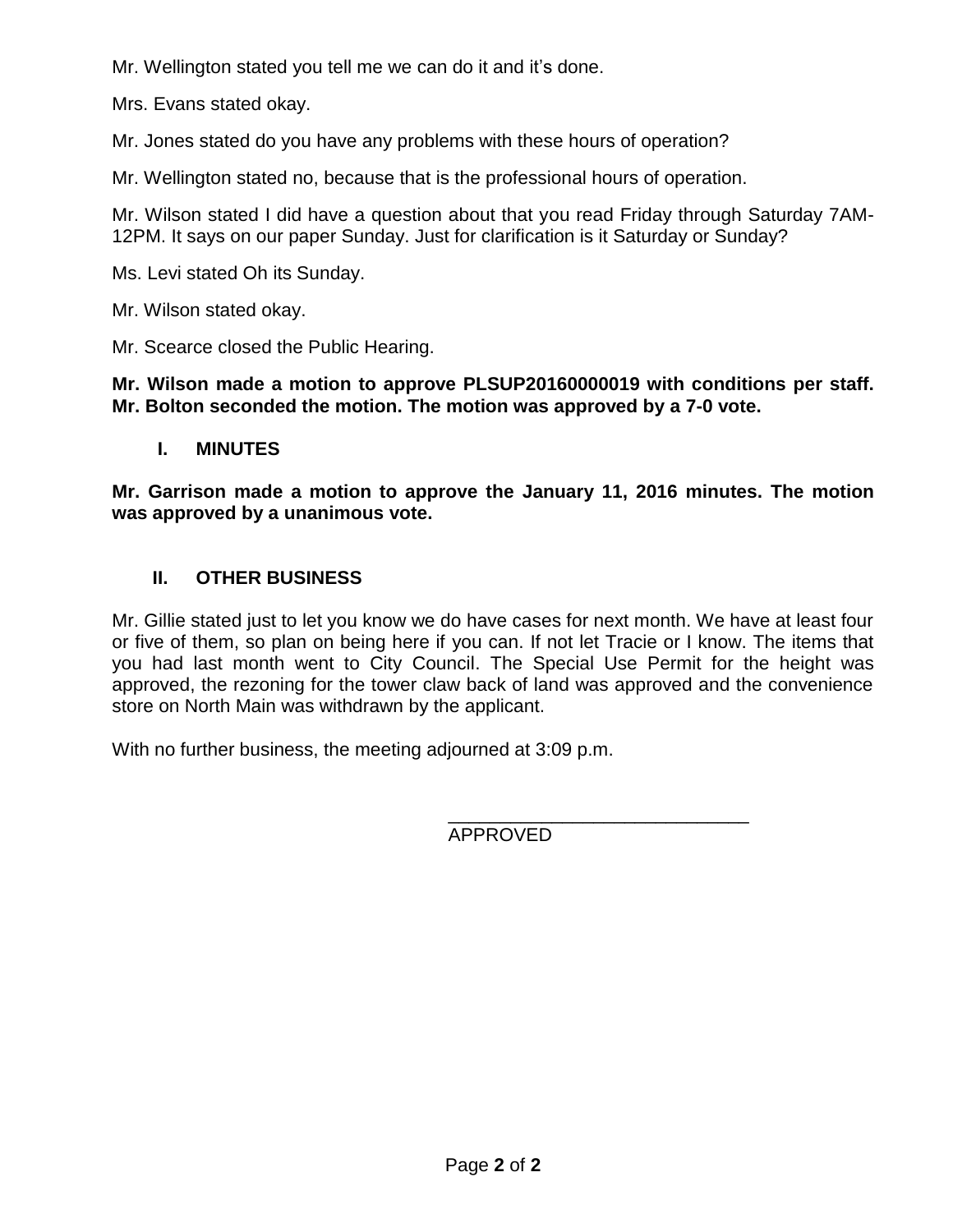Mr. Wellington stated you tell me we can do it and it's done.

Mrs. Evans stated okay.

Mr. Jones stated do you have any problems with these hours of operation?

Mr. Wellington stated no, because that is the professional hours of operation.

Mr. Wilson stated I did have a question about that you read Friday through Saturday 7AM-12PM. It says on our paper Sunday. Just for clarification is it Saturday or Sunday?

Ms. Levi stated Oh its Sunday.

Mr. Wilson stated okay.

Mr. Scearce closed the Public Hearing.

**Mr. Wilson made a motion to approve PLSUP20160000019 with conditions per staff. Mr. Bolton seconded the motion. The motion was approved by a 7-0 vote.**

## I. MINUTES

**Mr. Garrison made a motion to approve the January 11, 2016 minutes. The motion was approved by a unanimous vote.**

## II. OTHER BUSINESS

Mr. Gillie stated just to let you know we do have cases for next month. We have at least four or five of them, so plan on being here if you can. If not let Tracie or I know. The items that you had last month went to City Council. The Special Use Permit for the height was approved, the rezoning for the tower claw back of land was approved and the convenience store on North Main was withdrawn by the applicant.

With no further business, the meeting adjourned at 3:09 p.m.

\_\_\_\_\_\_\_\_\_\_\_\_\_\_\_\_\_\_\_\_\_\_\_\_\_\_\_\_\_\_

APPROVED